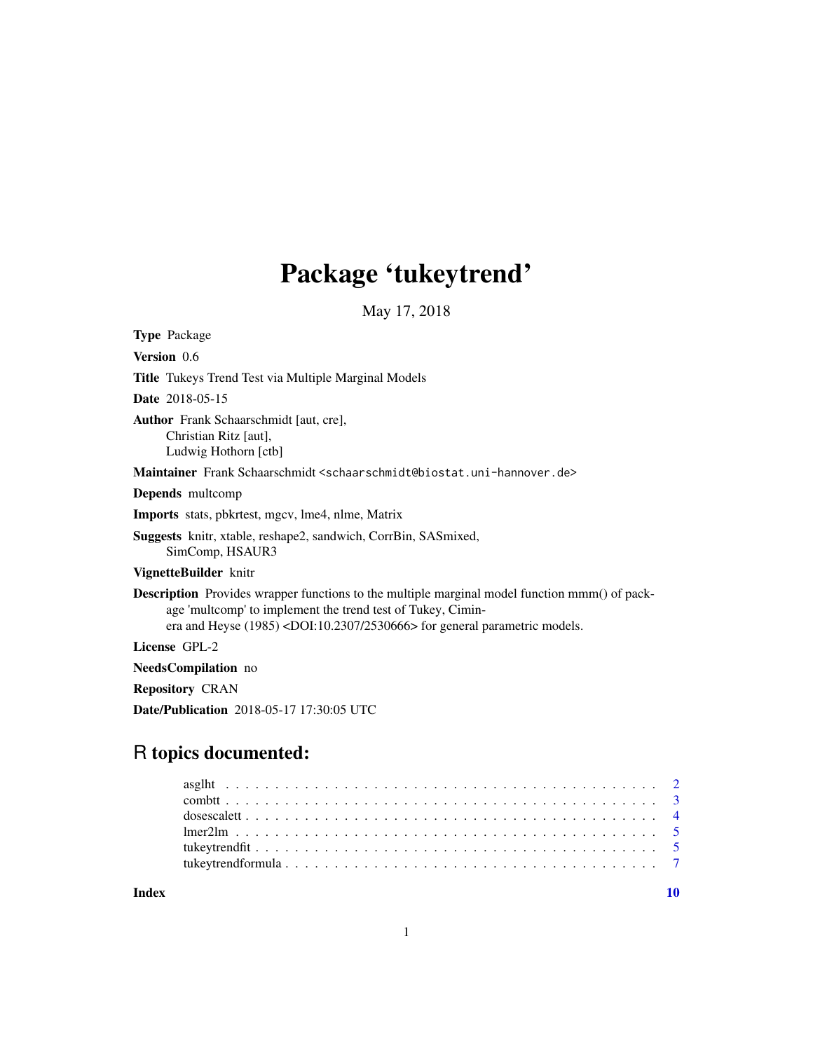# Package 'tukeytrend'

May 17, 2018

**Type** Package

**Version** 0.6

**Title** Tukeys Trend Test via Multiple Marginal Models

**Date** 2018-05-15

**Author** Frank Schaarschmidt [aut, cre],
Christian Ritz [aut],
Ludwig Hothorn [ctb]

**Maintainer** Frank Schaarschmidt <schaarschmidt@biostat.uni-hannover.de>

**Depends** multcomp

**Imports** stats, pbkrtest, mgcv, lme4, nlme, Matrix

**Suggests** knitr, xtable, reshape2, sandwich, CorrBin, SASmixed, SimComp, HSAUR3

**VignetteBuilder** knitr

**Description** Provides wrapper functions to the multiple marginal model function mmm() of package 'multcomp' to implement the trend test of Tukey, Ciminera and Heyse (1985) <DOI:10.2307/2530666> for general parametric models.

**License** GPL-2

**NeedsCompilation** no

**Repository** CRAN

**Date/Publication** 2018-05-17 17:30:05 UTC

## R topics documented:

- asglht . . . . . . . . . . . . . . . . . . . . . . . . . . . . . . . . . . . . . . . . . . . . 2
- combtt . . . . . . . . . . . . . . . . . . . . . . . . . . . . . . . . . . . . . . . . . . . . 3
- dosescalett . . . . . . . . . . . . . . . . . . . . . . . . . . . . . . . . . . . . . . . . . . 4
- lmer2lm . . . . . . . . . . . . . . . . . . . . . . . . . . . . . . . . . . . . . . . . . . . 5
- tukeytrendfit . . . . . . . . . . . . . . . . . . . . . . . . . . . . . . . . . . . . . . . . 5
- tukeytrendformula . . . . . . . . . . . . . . . . . . . . . . . . . . . . . . . . . . . . . 7

**Index** 10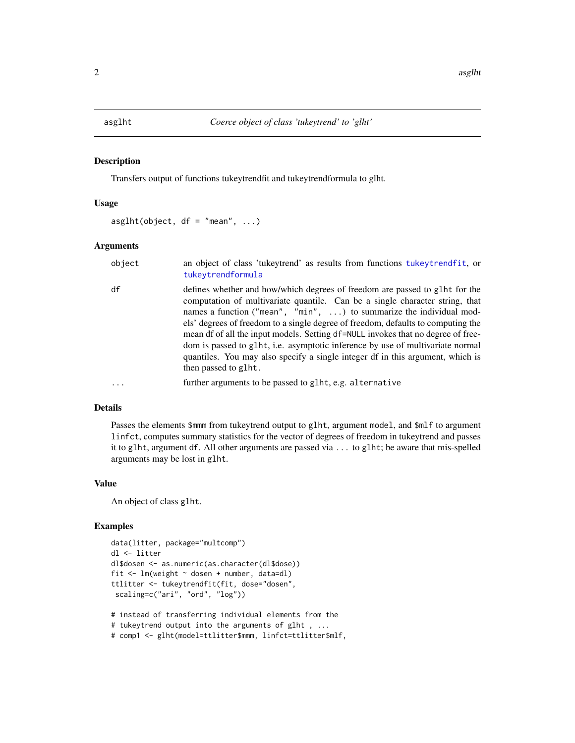# asglht — *Coerce object of class 'tukeytrend' to 'glht'*

## Description

Transfers output of functions tukeytrendfit and tukeytrendformula to glht.

## Usage

```
asglht(object, df = "mean", ...)
```

## Arguments

| | |
|---|---|
| `object` | an object of class 'tukeytrend' as results from functions `tukeytrendfit`, or `tukeytrendformula` |
| `df` | defines whether and how/which degrees of freedom are passed to `glht` for the computation of multivariate quantile. Can be a single character string, that names a function (`"mean"`, `"min"`, ...) to summarize the individual models' degrees of freedom to a single degree of freedom, defaults to computing the mean df of all the input models. Setting `df=NULL` invokes that no degree of freedom is passed to `glht`, i.e. asymptotic inference by use of multivariate normal quantiles. You may also specify a single integer df in this argument, which is then passed to `glht`. |
| `...` | further arguments to be passed to `glht`, e.g. `alternative` |

## Details

Passes the elements `$mmm` from tukeytrend output to `glht`, argument `model`, and `$mlf` to argument `linfct`, computes summary statistics for the vector of degrees of freedom in tukeytrend and passes it to `glht`, argument `df`. All other arguments are passed via `...` to `glht`; be aware that mis-spelled arguments may be lost in `glht`.

## Value

An object of class `glht`.

## Examples

```
data(litter, package="multcomp")
dl <- litter
dl$dosen <- as.numeric(as.character(dl$dose))
fit <- lm(weight ~ dosen + number, data=dl)
ttlitter <- tukeytrendfit(fit, dose="dosen",
 scaling=c("ari", "ord", "log"))

# instead of transferring individual elements from the
# tukeytrend output into the arguments of glht , ...
# comp1 <- glht(model=ttlitter$mmm, linfct=ttlitter$mlf,
```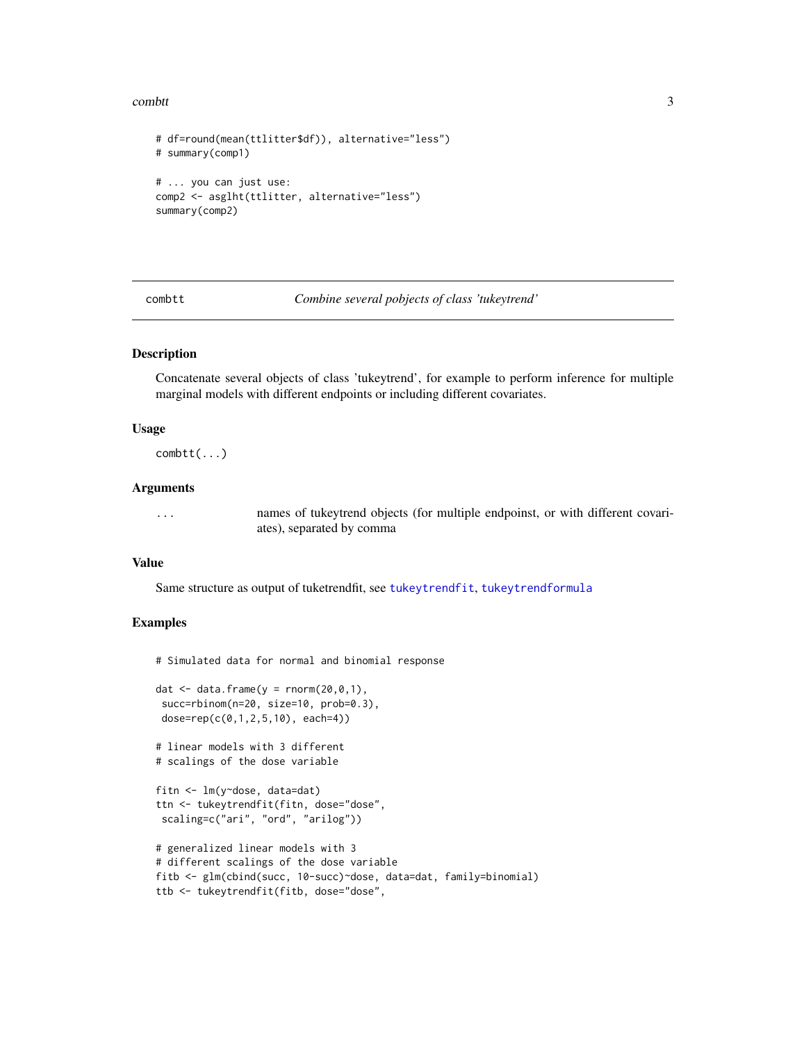```
# df=round(mean(ttlitter$df)), alternative="less")
# summary(comp1)

# ... you can just use:
comp2 <- asglht(ttlitter, alternative="less")
summary(comp2)
```

## combtt — *Combine several pobjects of class 'tukeytrend'*

### Description

Concatenate several objects of class 'tukeytrend', for example to perform inference for multiple marginal models with different endpoints or including different covariates.

### Usage

```
combtt(...)
```

### Arguments

| | |
|---|---|
| `...` | names of tukeytrend objects (for multiple endpoinst, or with different covariates), separated by comma |

### Value

Same structure as output of tuketrendfit, see `tukeytrendfit`, `tukeytrendformula`

### Examples

```
# Simulated data for normal and binomial response

dat <- data.frame(y = rnorm(20,0,1),
 succ=rbinom(n=20, size=10, prob=0.3),
 dose=rep(c(0,1,2,5,10), each=4))

# linear models with 3 different
# scalings of the dose variable

fitn <- lm(y~dose, data=dat)
ttn <- tukeytrendfit(fitn, dose="dose",
 scaling=c("ari", "ord", "arilog"))

# generalized linear models with 3
# different scalings of the dose variable
fitb <- glm(cbind(succ, 10-succ)~dose, data=dat, family=binomial)
ttb <- tukeytrendfit(fitb, dose="dose",
```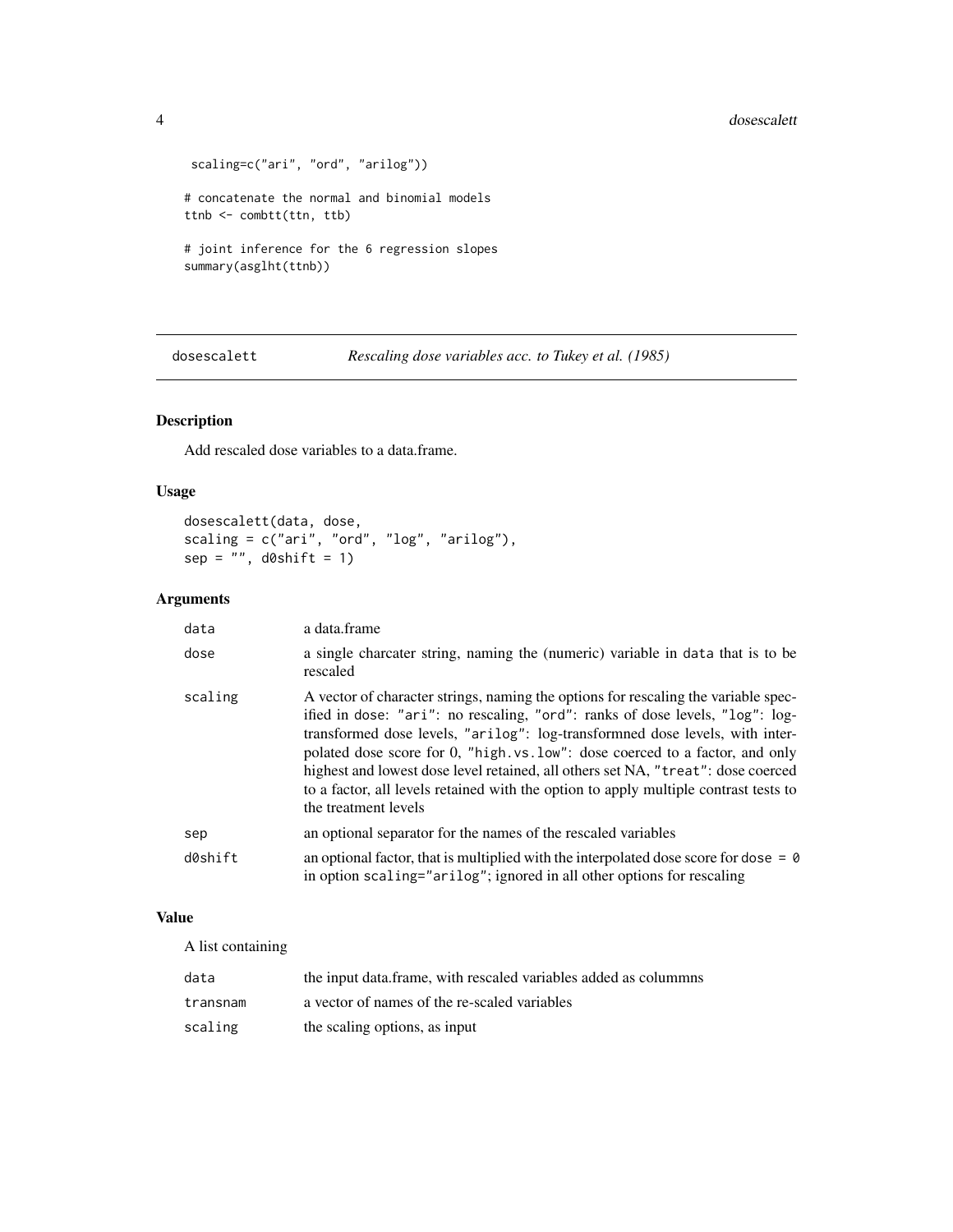```
 scaling=c("ari", "ord", "arilog"))

# concatenate the normal and binomial models
ttnb <- combtt(ttn, ttb)

# joint inference for the 6 regression slopes
summary(asglht(ttnb))
```

---

## dosescalett — *Rescaling dose variables acc. to Tukey et al. (1985)*

---

### Description

Add rescaled dose variables to a data.frame.

### Usage

```
dosescalett(data, dose,
scaling = c("ari", "ord", "log", "arilog"),
sep = "", d0shift = 1)
```

### Arguments

| | |
|---|---|
| `data` | a data.frame |
| `dose` | a single charcater string, naming the (numeric) variable in `data` that is to be rescaled |
| `scaling` | A vector of character strings, naming the options for rescaling the variable specified in `dose`: `"ari"`: no rescaling, `"ord"`: ranks of dose levels, `"log"`: log-transformed dose levels, `"arilog"`: log-transformned dose levels, with interpolated dose score for 0, `"high.vs.low"`: dose coerced to a factor, and only highest and lowest dose level retained, all others set NA, `"treat"`: dose coerced to a factor, all levels retained with the option to apply multiple contrast tests to the treatment levels |
| `sep` | an optional separator for the names of the rescaled variables |
| `d0shift` | an optional factor, that is multiplied with the interpolated dose score for `dose = 0` in option `scaling="arilog"`; ignored in all other options for rescaling |

### Value

A list containing

| | |
|---|---|
| `data` | the input data.frame, with rescaled variables added as colummns |
| `transnam` | a vector of names of the re-scaled variables |
| `scaling` | the scaling options, as input |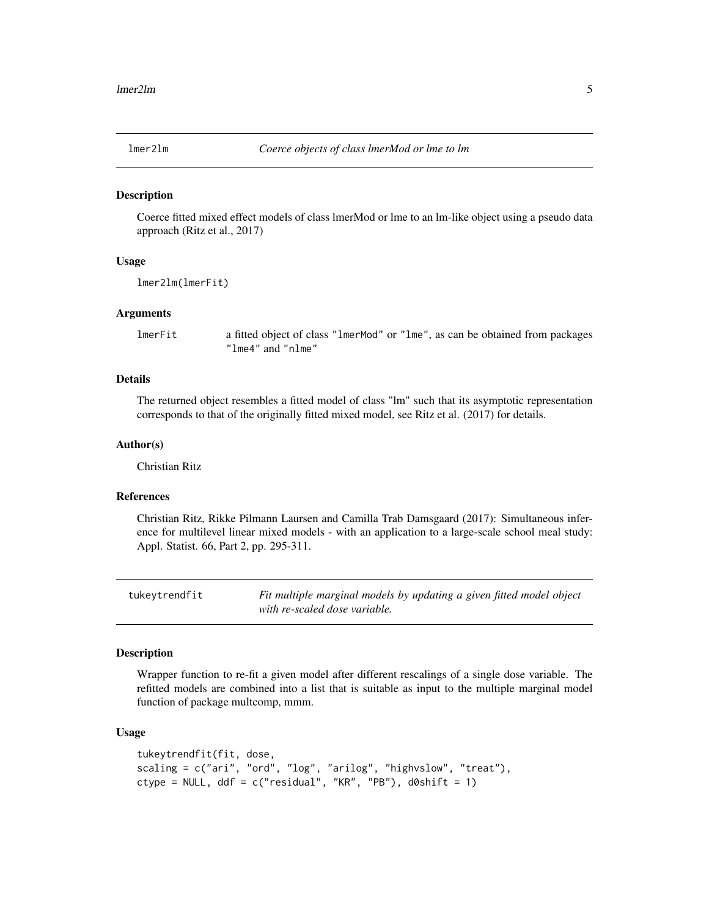## lmer2lm — *Coerce objects of class lmerMod or lme to lm*

### Description

Coerce fitted mixed effect models of class lmerMod or lme to an lm-like object using a pseudo data approach (Ritz et al., 2017)

### Usage

```
lmer2lm(lmerFit)
```

### Arguments

| | |
|---|---|
| `lmerFit` | a fitted object of class "lmerMod" or "lme", as can be obtained from packages "lme4" and "nlme" |

### Details

The returned object resembles a fitted model of class "lm" such that its asymptotic representation corresponds to that of the originally fitted mixed model, see Ritz et al. (2017) for details.

### Author(s)

Christian Ritz

### References

Christian Ritz, Rikke Pilmann Laursen and Camilla Trab Damsgaard (2017): Simultaneous inference for multilevel linear mixed models - with an application to a large-scale school meal study: Appl. Statist. 66, Part 2, pp. 295-311.

## tukeytrendfit — *Fit multiple marginal models by updating a given fitted model object with re-scaled dose variable.*

### Description

Wrapper function to re-fit a given model after different rescalings of a single dose variable. The refitted models are combined into a list that is suitable as input to the multiple marginal model function of package multcomp, mmm.

### Usage

```
tukeytrendfit(fit, dose,
scaling = c("ari", "ord", "log", "arilog", "highvslow", "treat"),
ctype = NULL, ddf = c("residual", "KR", "PB"), d0shift = 1)
```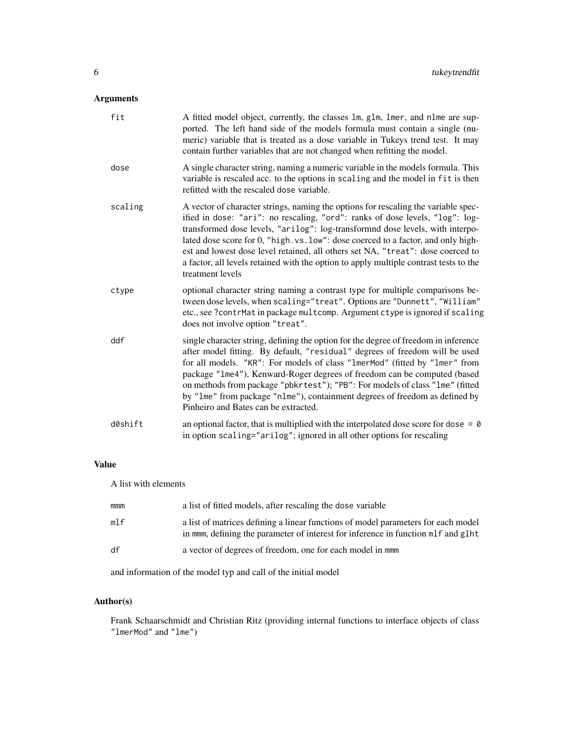## Arguments

| | |
|---|---|
| `fit` | A fitted model object, currently, the classes `lm`, `glm`, `lmer`, and `nlme` are supported. The left hand side of the models formula must contain a single (numeric) variable that is treated as a dose variable in Tukeys trend test. It may contain further variables that are not changed when refitting the model. |
| `dose` | A single character string, naming a numeric variable in the models formula. This variable is rescaled acc. to the options in `scaling` and the model in `fit` is then refitted with the rescaled `dose` variable. |
| `scaling` | A vector of character strings, naming the options for rescaling the variable specified in `dose`: `"ari"`: no rescaling, `"ord"`: ranks of dose levels, `"log"`: log-transformed dose levels, `"arilog"`: log-transformnd dose levels, with interpolated dose score for 0, `"high.vs.low"`: dose coerced to a factor, and only highest and lowest dose level retained, all others set NA, `"treat"`: dose coerced to a factor, all levels retained with the option to apply multiple contrast tests to the treatment levels |
| `ctype` | optional character string naming a contrast type for multiple comparisons between dose levels, when `scaling="treat"`. Options are `"Dunnett"`, `"William"` etc., see `?contrMat` in package `multcomp`. Argument `ctype` is ignored if `scaling` does not involve option `"treat"`. |
| `ddf` | single character string, defining the option for the degree of freedom in inference after model fitting. By default, `"residual"` degrees of freedom will be used for all models. `"KR"`: For models of class `"lmerMod"` (fitted by `"lmer"` from package `"lme4"`), Kenward-Roger degrees of freedom can be computed (based on methods from package `"pbkrtest"`); `"PB"`: For models of class `"lme"` (fitted by `"lme"` from package `"nlme"`), containment degrees of freedom as defined by Pinheiro and Bates can be extracted. |
| `d0shift` | an optional factor, that is multiplied with the interpolated dose score for `dose = 0` in option `scaling="arilog"`; ignored in all other options for rescaling |

## Value

A list with elements

| | |
|---|---|
| `mmm` | a list of fitted models, after rescaling the `dose` variable |
| `mlf` | a list of matrices defining a linear functions of model parameters for each model in `mmm`, defining the parameter of interest for inference in function `mlf` and `glht` |
| `df` | a vector of degrees of freedom, one for each model in `mmm` |

and information of the model typ and call of the initial model

## Author(s)

Frank Schaarschmidt and Christian Ritz (providing internal functions to interface objects of class `"lmerMod"` and `"lme"`)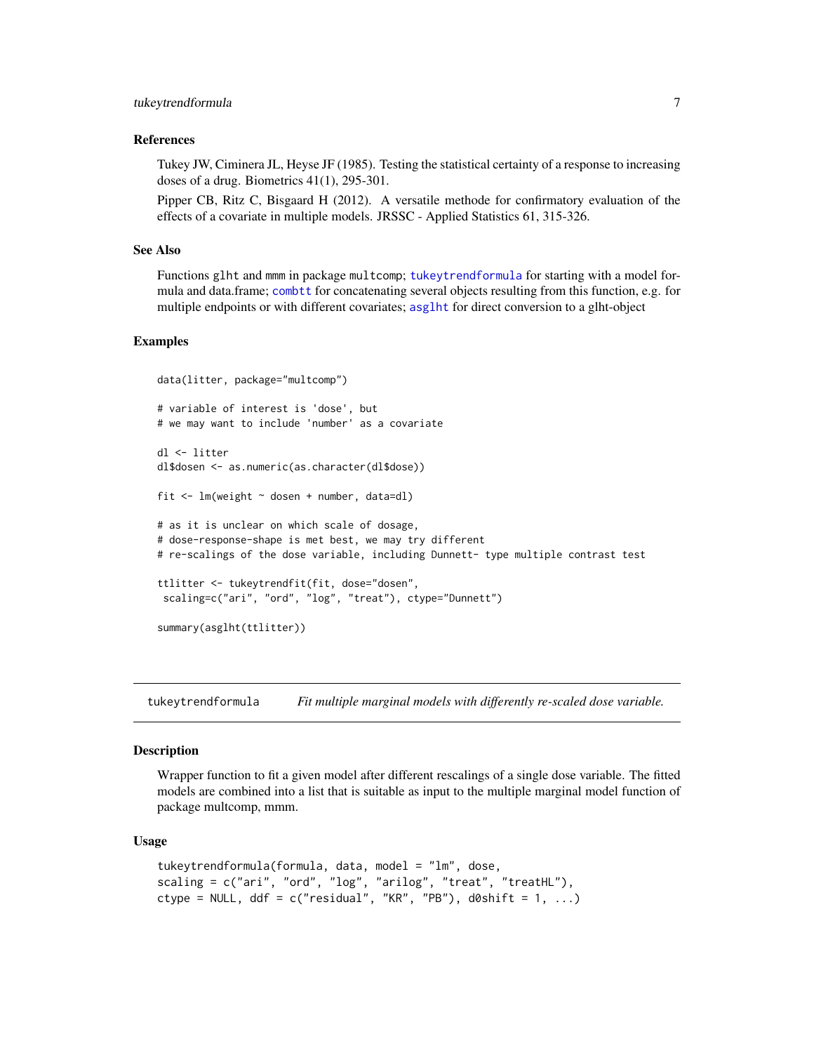### References

Tukey JW, Ciminera JL, Heyse JF (1985). Testing the statistical certainty of a response to increasing doses of a drug. Biometrics 41(1), 295-301.

Pipper CB, Ritz C, Bisgaard H (2012). A versatile methode for confirmatory evaluation of the effects of a covariate in multiple models. JRSSC - Applied Statistics 61, 315-326.

### See Also

Functions glht and mmm in package multcomp; tukeytrendformula for starting with a model formula and data.frame; combtt for concatenating several objects resulting from this function, e.g. for multiple endpoints or with different covariates; asglht for direct conversion to a glht-object

### Examples

```
data(litter, package="multcomp")

# variable of interest is 'dose', but
# we may want to include 'number' as a covariate

dl <- litter
dl$dosen <- as.numeric(as.character(dl$dose))

fit <- lm(weight ~ dosen + number, data=dl)

# as it is unclear on which scale of dosage,
# dose-response-shape is met best, we may try different
# re-scalings of the dose variable, including Dunnett- type multiple contrast test

ttlitter <- tukeytrendfit(fit, dose="dosen",
 scaling=c("ari", "ord", "log", "treat"), ctype="Dunnett")

summary(asglht(ttlitter))
```

---

## tukeytrendformula    *Fit multiple marginal models with differently re-scaled dose variable.*

---

### Description

Wrapper function to fit a given model after different rescalings of a single dose variable. The fitted models are combined into a list that is suitable as input to the multiple marginal model function of package multcomp, mmm.

### Usage

```
tukeytrendformula(formula, data, model = "lm", dose,
scaling = c("ari", "ord", "log", "arilog", "treat", "treatHL"),
ctype = NULL, ddf = c("residual", "KR", "PB"), d0shift = 1, ...)
```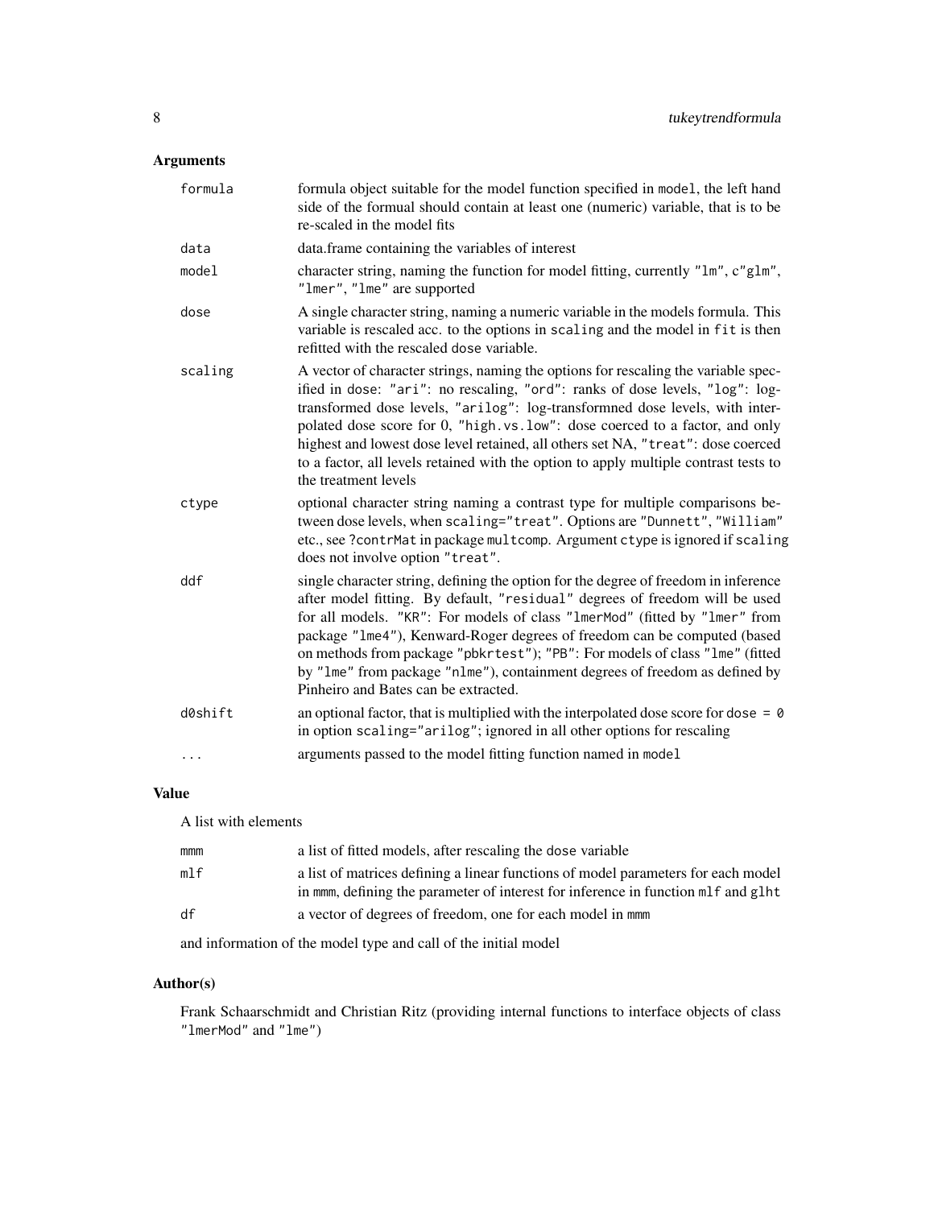## Arguments

| | |
|---|---|
| `formula` | formula object suitable for the model function specified in `model`, the left hand side of the formual should contain at least one (numeric) variable, that is to be re-scaled in the model fits |
| `data` | data.frame containing the variables of interest |
| `model` | character string, naming the function for model fitting, currently `"lm"`, `c"glm"`, `"lmer"`, `"lme"` are supported |
| `dose` | A single character string, naming a numeric variable in the models formula. This variable is rescaled acc. to the options in `scaling` and the model in `fit` is then refitted with the rescaled `dose` variable. |
| `scaling` | A vector of character strings, naming the options for rescaling the variable specified in `dose`: `"ari"`: no rescaling, `"ord"`: ranks of dose levels, `"log"`: log-transformed dose levels, `"arilog"`: log-transformned dose levels, with interpolated dose score for 0, `"high.vs.low"`: dose coerced to a factor, and only highest and lowest dose level retained, all others set NA, `"treat"`: dose coerced to a factor, all levels retained with the option to apply multiple contrast tests to the treatment levels |
| `ctype` | optional character string naming a contrast type for multiple comparisons between dose levels, when `scaling="treat"`. Options are `"Dunnett"`, `"William"` etc., see `?contrMat` in package `multcomp`. Argument `ctype` is ignored if `scaling` does not involve option `"treat"`. |
| `ddf` | single character string, defining the option for the degree of freedom in inference after model fitting. By default, `"residual"` degrees of freedom will be used for all models. `"KR"`: For models of class `"lmerMod"` (fitted by `"lmer"` from package `"lme4"`), Kenward-Roger degrees of freedom can be computed (based on methods from package `"pbkrtest"`); `"PB"`: For models of class `"lme"` (fitted by `"lme"` from package `"nlme"`), containment degrees of freedom as defined by Pinheiro and Bates can be extracted. |
| `d0shift` | an optional factor, that is multiplied with the interpolated dose score for `dose = 0` in option `scaling="arilog"`; ignored in all other options for rescaling |
| `...` | arguments passed to the model fitting function named in `model` |

## Value

A list with elements

| | |
|---|---|
| `mmm` | a list of fitted models, after rescaling the `dose` variable |
| `mlf` | a list of matrices defining a linear functions of model parameters for each model in `mmm`, defining the parameter of interest for inference in function `mlf` and `glht` |
| `df` | a vector of degrees of freedom, one for each model in `mmm` |

and information of the model type and call of the initial model

## Author(s)

Frank Schaarschmidt and Christian Ritz (providing internal functions to interface objects of class `"lmerMod"` and `"lme"`)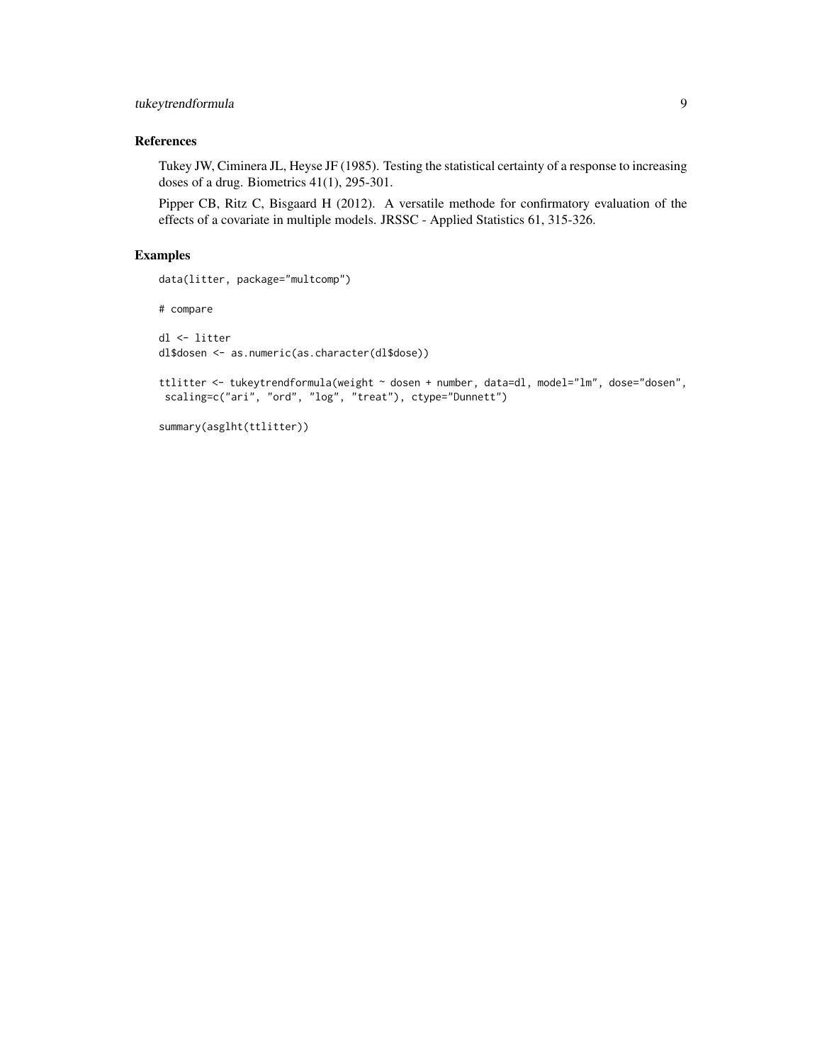### References

Tukey JW, Ciminera JL, Heyse JF (1985). Testing the statistical certainty of a response to increasing doses of a drug. Biometrics 41(1), 295-301.

Pipper CB, Ritz C, Bisgaard H (2012). A versatile methode for confirmatory evaluation of the effects of a covariate in multiple models. JRSSC - Applied Statistics 61, 315-326.

### Examples

```
data(litter, package="multcomp")

# compare

dl <- litter
dl$dosen <- as.numeric(as.character(dl$dose))

ttlitter <- tukeytrendformula(weight ~ dosen + number, data=dl, model="lm", dose="dosen",
 scaling=c("ari", "ord", "log", "treat"), ctype="Dunnett")

summary(asglht(ttlitter))
```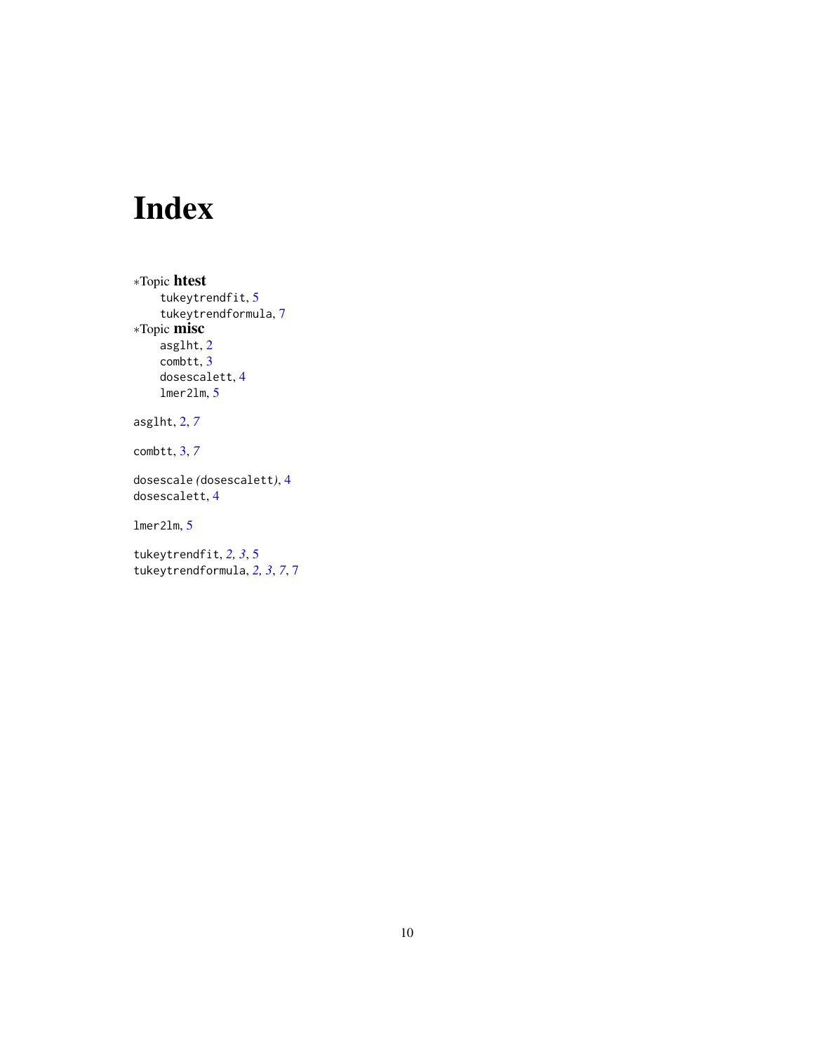# Index

*Topic **htest**

tukeytrendfit, 5
tukeytrendformula, 7

*Topic **misc**

asglht, 2
combtt, 3
dosescalett, 4
lmer2lm, 5

asglht, 2, *7*

combtt, 3, *7*

dosescale *(*dosescalett*)*, 4
dosescalett, 4

lmer2lm, 5

tukeytrendfit, *2, 3*, 5
tukeytrendformula, *2, 3*, *7*, 7